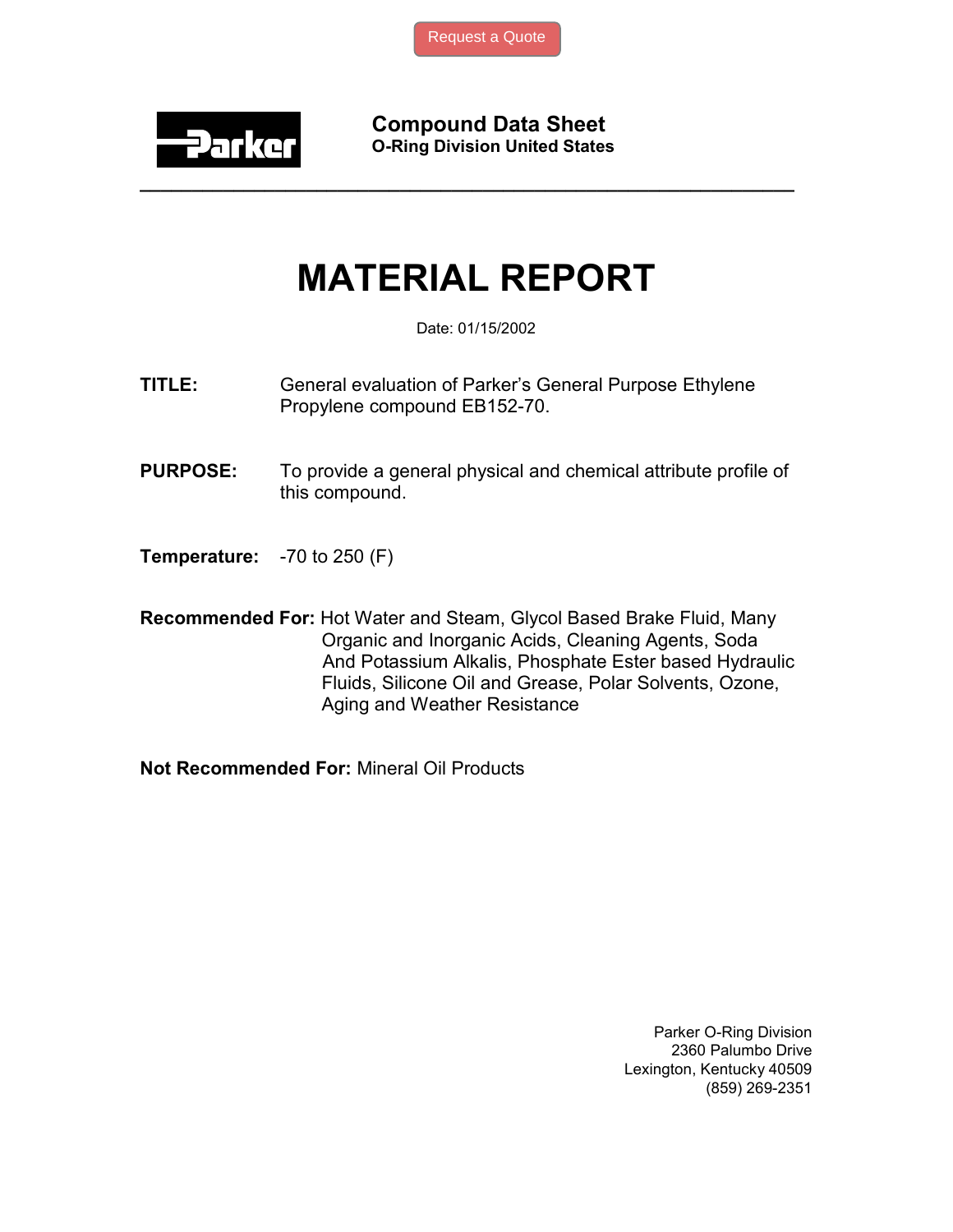Request a Quote

**Compound Data Sheet**
**O-Ring Division United States**

---

# MATERIAL REPORT

Date: 01/15/2002

**TITLE:** General evaluation of Parker's General Purpose Ethylene Propylene compound EB152-70.

**PURPOSE:** To provide a general physical and chemical attribute profile of this compound.

**Temperature:** -70 to 250 (F)

**Recommended For:** Hot Water and Steam, Glycol Based Brake Fluid, Many Organic and Inorganic Acids, Cleaning Agents, Soda And Potassium Alkalis, Phosphate Ester based Hydraulic Fluids, Silicone Oil and Grease, Polar Solvents, Ozone, Aging and Weather Resistance

**Not Recommended For:** Mineral Oil Products

Parker O-Ring Division
2360 Palumbo Drive
Lexington, Kentucky 40509
(859) 269-2351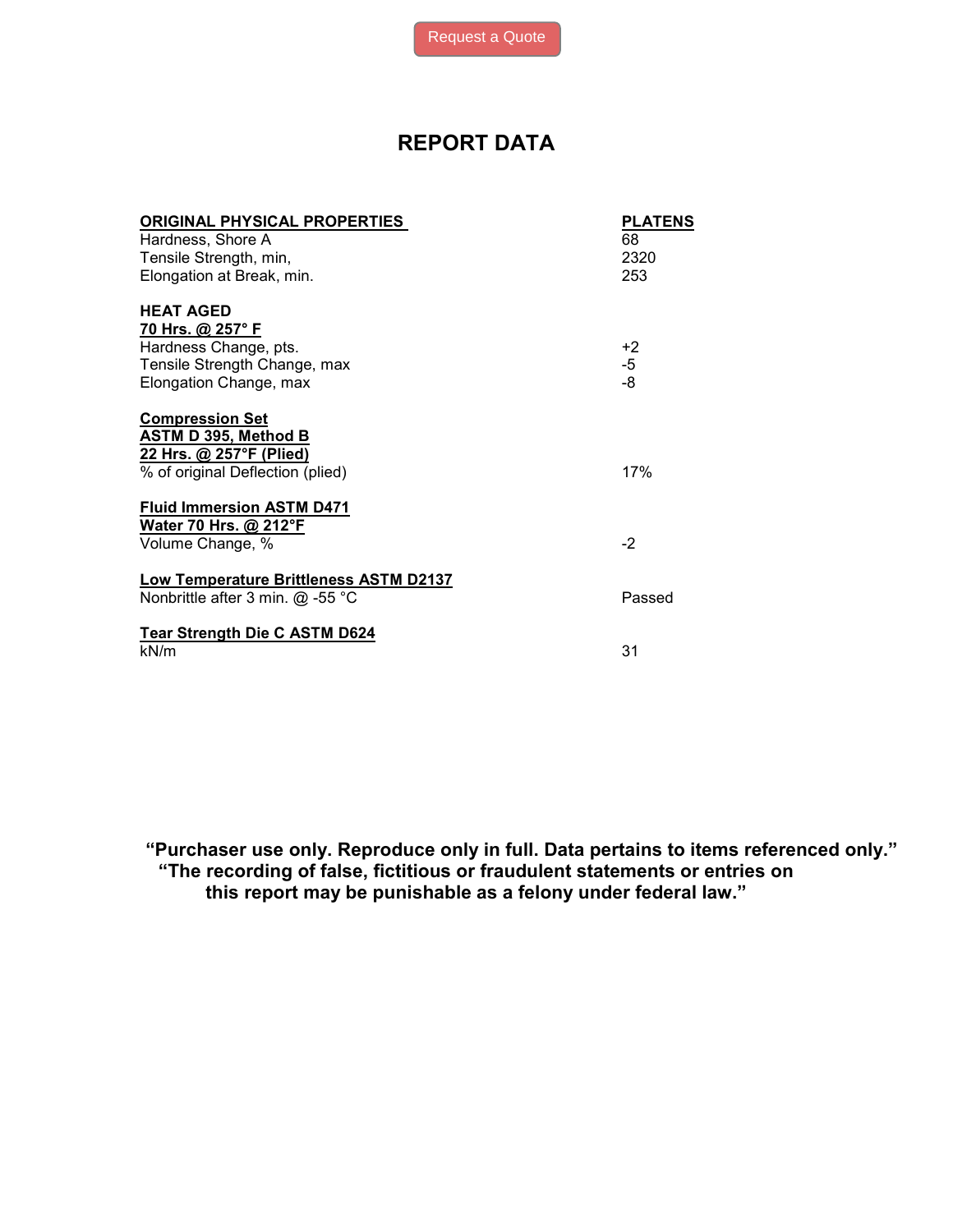Request a Quote

# REPORT DATA

| ORIGINAL PHYSICAL PROPERTIES | PLATENS |
| --- | --- |
| Hardness, Shore A | 68 |
| Tensile Strength, min, | 2320 |
| Elongation at Break, min. | 253 |
| **HEAT AGED** | |
| **70 Hrs. @ 257° F** | |
| Hardness Change, pts. | +2 |
| Tensile Strength Change, max | -5 |
| Elongation Change, max | -8 |
| **Compression Set** | |
| **ASTM D 395, Method B** | |
| **22 Hrs. @ 257°F (Plied)** | |
| % of original Deflection (plied) | 17% |
| **Fluid Immersion ASTM D471** | |
| **Water 70 Hrs. @ 212°F** | |
| Volume Change, % | -2 |
| **Low Temperature Brittleness ASTM D2137** | |
| Nonbrittle after 3 min. @ -55 °C | Passed |
| **Tear Strength Die C ASTM D624** | |
| kN/m | 31 |

**"Purchaser use only. Reproduce only in full. Data pertains to items referenced only."**
**"The recording of false, fictitious or fraudulent statements or entries on this report may be punishable as a felony under federal law."**